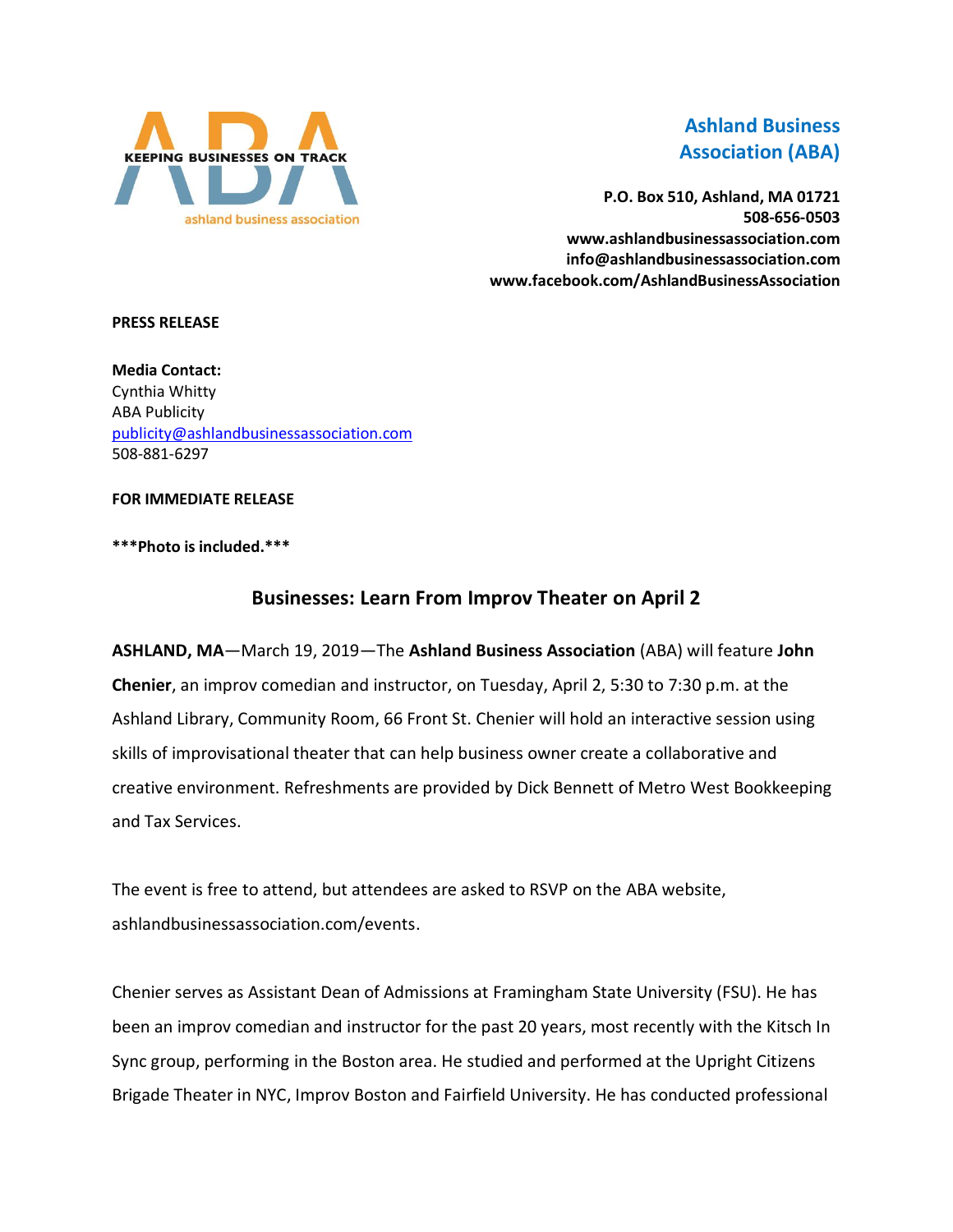KEEPING BUSINESSES ON TRACK

ashland business association

**Ashland Business Association (ABA)**

**P.O. Box 510, Ashland, MA 01721**
**508-656-0503**
**www.ashlandbusinessassociation.com**
**info@ashlandbusinessassociation.com**
**www.facebook.com/AshlandBusinessAssociation**

**PRESS RELEASE**

**Media Contact:**
Cynthia Whitty
ABA Publicity
publicity@ashlandbusinessassociation.com
508-881-6297

**FOR IMMEDIATE RELEASE**

**\*\*\*Photo is included.\*\*\***

## Businesses: Learn From Improv Theater on April 2

**ASHLAND, MA**—March 19, 2019—The **Ashland Business Association** (ABA) will feature **John Chenier**, an improv comedian and instructor, on Tuesday, April 2, 5:30 to 7:30 p.m. at the Ashland Library, Community Room, 66 Front St. Chenier will hold an interactive session using skills of improvisational theater that can help business owner create a collaborative and creative environment. Refreshments are provided by Dick Bennett of Metro West Bookkeeping and Tax Services.

The event is free to attend, but attendees are asked to RSVP on the ABA website, ashlandbusinessassociation.com/events.

Chenier serves as Assistant Dean of Admissions at Framingham State University (FSU). He has been an improv comedian and instructor for the past 20 years, most recently with the Kitsch In Sync group, performing in the Boston area. He studied and performed at the Upright Citizens Brigade Theater in NYC, Improv Boston and Fairfield University. He has conducted professional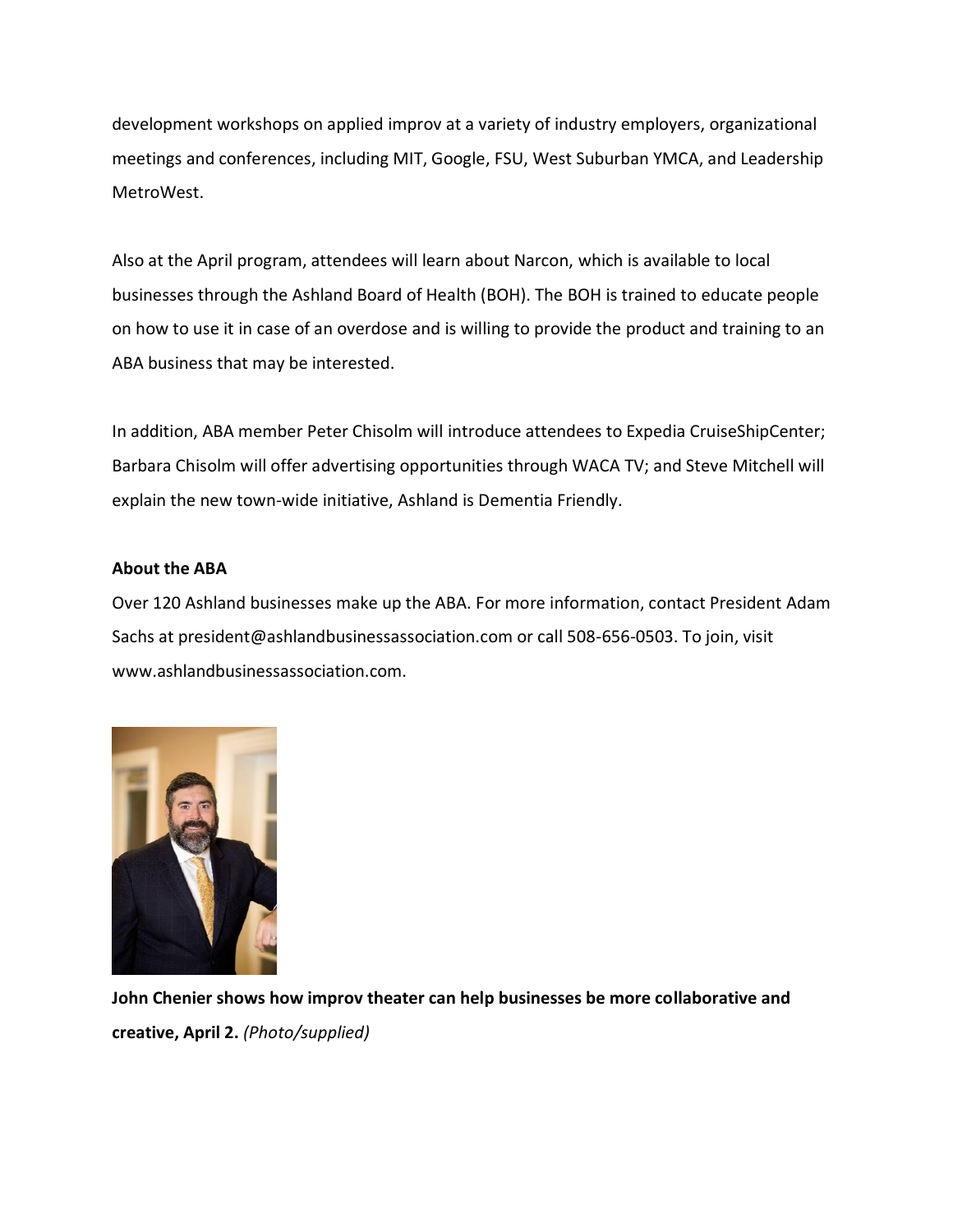development workshops on applied improv at a variety of industry employers, organizational meetings and conferences, including MIT, Google, FSU, West Suburban YMCA, and Leadership MetroWest.

Also at the April program, attendees will learn about Narcon, which is available to local businesses through the Ashland Board of Health (BOH). The BOH is trained to educate people on how to use it in case of an overdose and is willing to provide the product and training to an ABA business that may be interested.

In addition, ABA member Peter Chisolm will introduce attendees to Expedia CruiseShipCenter; Barbara Chisolm will offer advertising opportunities through WACA TV; and Steve Mitchell will explain the new town-wide initiative, Ashland is Dementia Friendly.

**About the ABA**

Over 120 Ashland businesses make up the ABA. For more information, contact President Adam Sachs at president@ashlandbusinessassociation.com or call 508-656-0503. To join, visit www.ashlandbusinessassociation.com.

**John Chenier shows how improv theater can help businesses be more collaborative and creative, April 2.** *(Photo/supplied)*